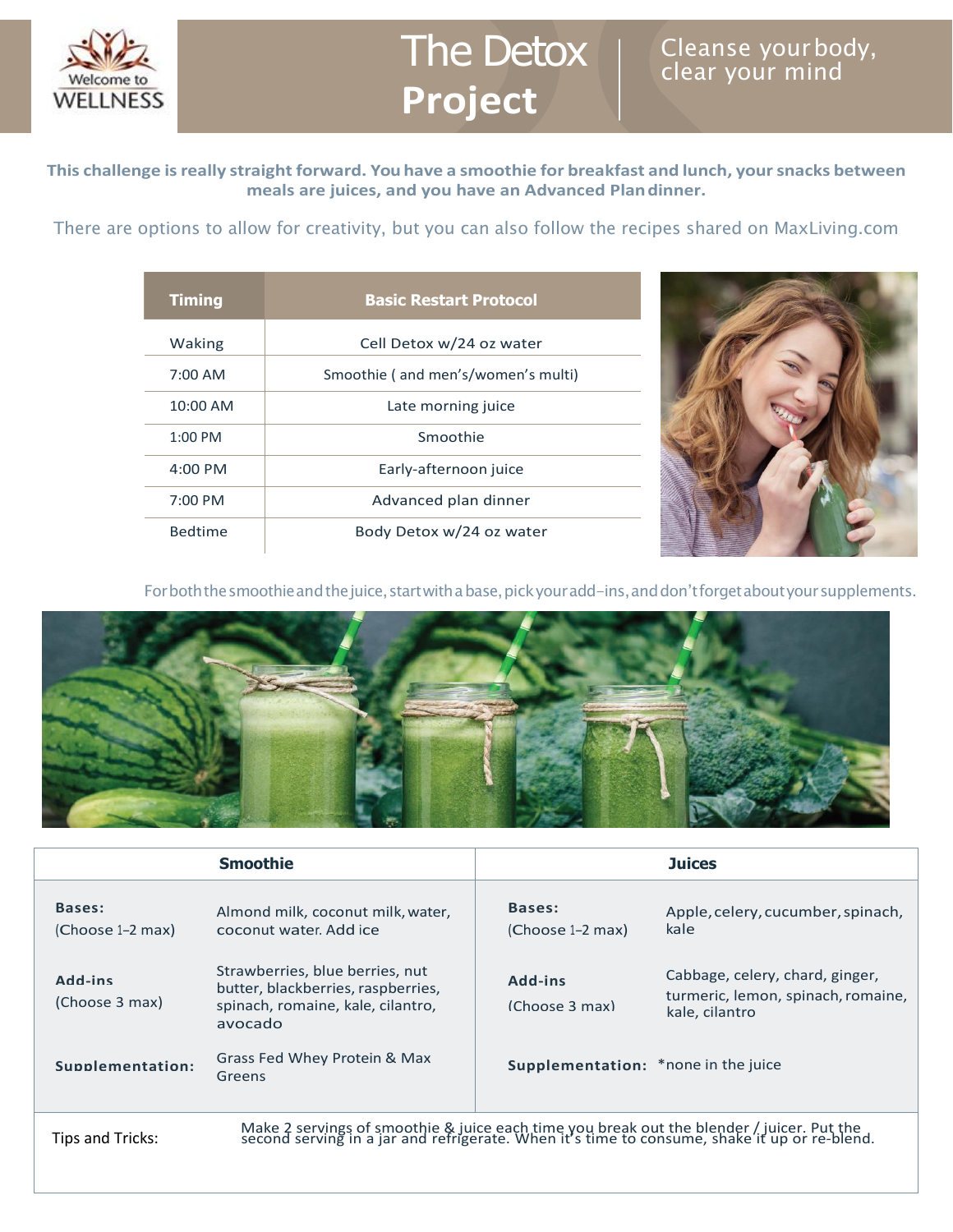Welcome to WELLNESS

# The Detox Project

Cleanse your body, clear your mind

**This challenge is really straight forward. You have a smoothie for breakfast and lunch, your snacks between meals are juices, and you have an Advanced Plan dinner.**

There are options to allow for creativity, but you can also follow the recipes shared on MaxLiving.com

| Timing | Basic Restart Protocol |
|---|---|
| Waking | Cell Detox w/24 oz water |
| 7:00 AM | Smoothie ( and men's/women's multi) |
| 10:00 AM | Late morning juice |
| 1:00 PM | Smoothie |
| 4:00 PM | Early-afternoon juice |
| 7:00 PM | Advanced plan dinner |
| Bedtime | Body Detox w/24 oz water |

For both the smoothie and the juice, start with a base, pick your add-ins, and don't forget about your supplements.

| Smoothie | | Juices | |
|---|---|---|---|
| **Bases:** (Choose 1-2 max) | Almond milk, coconut milk, water, coconut water. Add ice | **Bases:** (Choose 1-2 max) | Apple, celery, cucumber, spinach, kale |
| **Add-ins** (Choose 3 max) | Strawberries, blue berries, nut butter, blackberries, raspberries, spinach, romaine, kale, cilantro, avocado | **Add-ins** (Choose 3 max) | Cabbage, celery, chard, ginger, turmeric, lemon, spinach, romaine, kale, cilantro |
| **Supplementation:** | Grass Fed Whey Protein & Max Greens | **Supplementation:** | *none in the juice |
| Tips and Tricks: | Make 2 servings of smoothie & juice each time you break out the blender / juicer. Put the second serving in a jar and refrigerate. When it's time to consume, shake it up or re-blend. | | |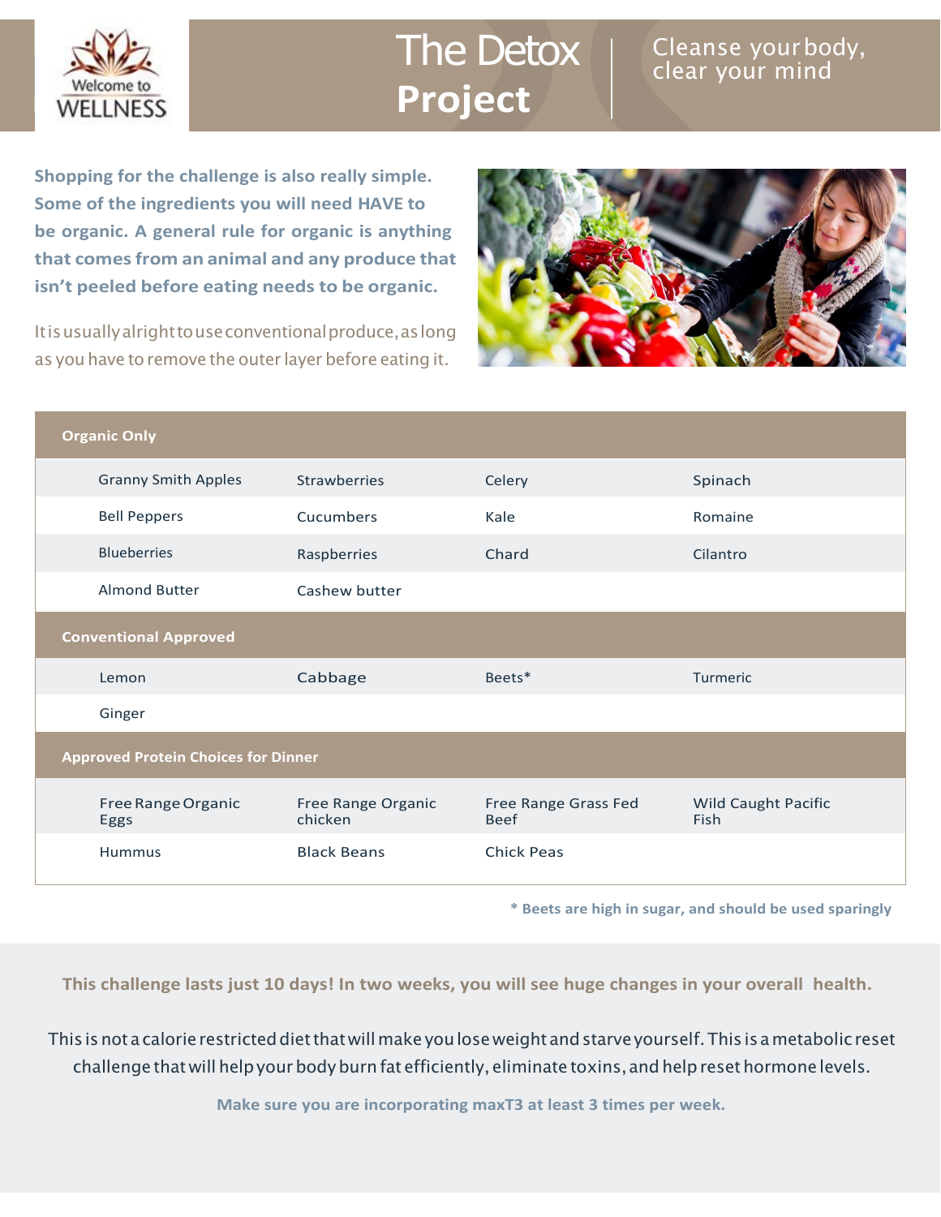# The Detox Project

Cleanse your body, clear your mind

**Shopping for the challenge is also really simple. Some of the ingredients you will need HAVE to be organic. A general rule for organic is anything that comes from an animal and any produce that isn't peeled before eating needs to be organic.**

It is usually alright to use conventional produce, as long as you have to remove the outer layer before eating it.

| | | | |
|---|---|---|---|
| **Organic Only** | | | |
| Granny Smith Apples | Strawberries | Celery | Spinach |
| Bell Peppers | Cucumbers | Kale | Romaine |
| Blueberries | Raspberries | Chard | Cilantro |
| Almond Butter | Cashew butter | | |
| **Conventional Approved** | | | |
| Lemon | Cabbage | Beets* | Turmeric |
| Ginger | | | |
| **Approved Protein Choices for Dinner** | | | |
| Free Range Organic Eggs | Free Range Organic chicken | Free Range Grass Fed Beef | Wild Caught Pacific Fish |
| Hummus | Black Beans | Chick Peas | |

**\* Beets are high in sugar, and should be used sparingly**

**This challenge lasts just 10 days! In two weeks, you will see huge changes in your overall health.**

This is not a calorie restricted diet that will make you lose weight and starve yourself. This is a metabolic reset challenge that will help your body burn fat efficiently, eliminate toxins, and help reset hormone levels.

**Make sure you are incorporating maxT3 at least 3 times per week.**